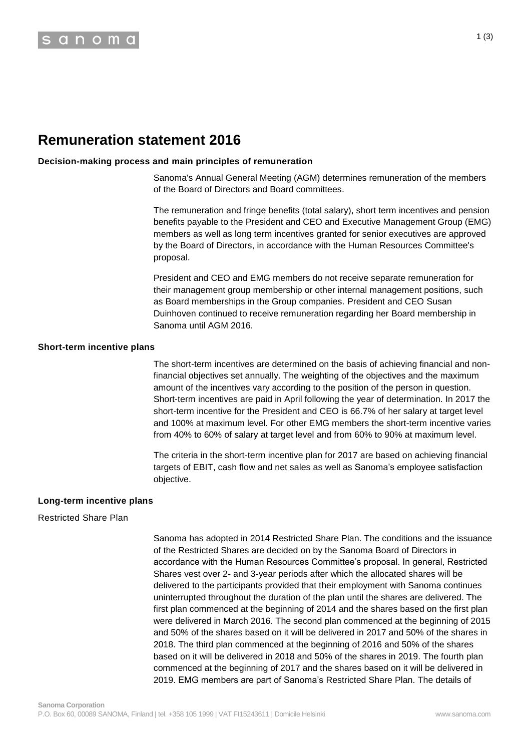# Remuneration statement 2016

### Decision-making process and main principles of remuneration

Sanoma's Annual General Meeting (AGM) determines remuneration of the members of the Board of Directors and Board committees.

The remuneration and fringe benefits (total salary), short term incentives and pension benefits payable to the President and CEO and Executive Management Group (EMG) members as well as long term incentives granted for senior executives are approved by the Board of Directors, in accordance with the Human Resources Committee's proposal.

President and CEO and EMG members do not receive separate remuneration for their management group membership or other internal management positions, such as Board memberships in the Group companies. President and CEO Susan Duinhoven continued to receive remuneration regarding her Board membership in Sanoma until AGM 2016.

### Short-term incentive plans

The short-term incentives are determined on the basis of achieving financial and non-financial objectives set annually. The weighting of the objectives and the maximum amount of the incentives vary according to the position of the person in question. Short-term incentives are paid in April following the year of determination. In 2017 the short-term incentive for the President and CEO is 66.7% of her salary at target level and 100% at maximum level. For other EMG members the short-term incentive varies from 40% to 60% of salary at target level and from 60% to 90% at maximum level.

The criteria in the short-term incentive plan for 2017 are based on achieving financial targets of EBIT, cash flow and net sales as well as Sanoma's employee satisfaction objective.

### Long-term incentive plans

Restricted Share Plan

Sanoma has adopted in 2014 Restricted Share Plan. The conditions and the issuance of the Restricted Shares are decided on by the Sanoma Board of Directors in accordance with the Human Resources Committee's proposal. In general, Restricted Shares vest over 2- and 3-year periods after which the allocated shares will be delivered to the participants provided that their employment with Sanoma continues uninterrupted throughout the duration of the plan until the shares are delivered. The first plan commenced at the beginning of 2014 and the shares based on the first plan were delivered in March 2016. The second plan commenced at the beginning of 2015 and 50% of the shares based on it will be delivered in 2017 and 50% of the shares in 2018. The third plan commenced at the beginning of 2016 and 50% of the shares based on it will be delivered in 2018 and 50% of the shares in 2019. The fourth plan commenced at the beginning of 2017 and the shares based on it will be delivered in 2019. EMG members are part of Sanoma's Restricted Share Plan. The details of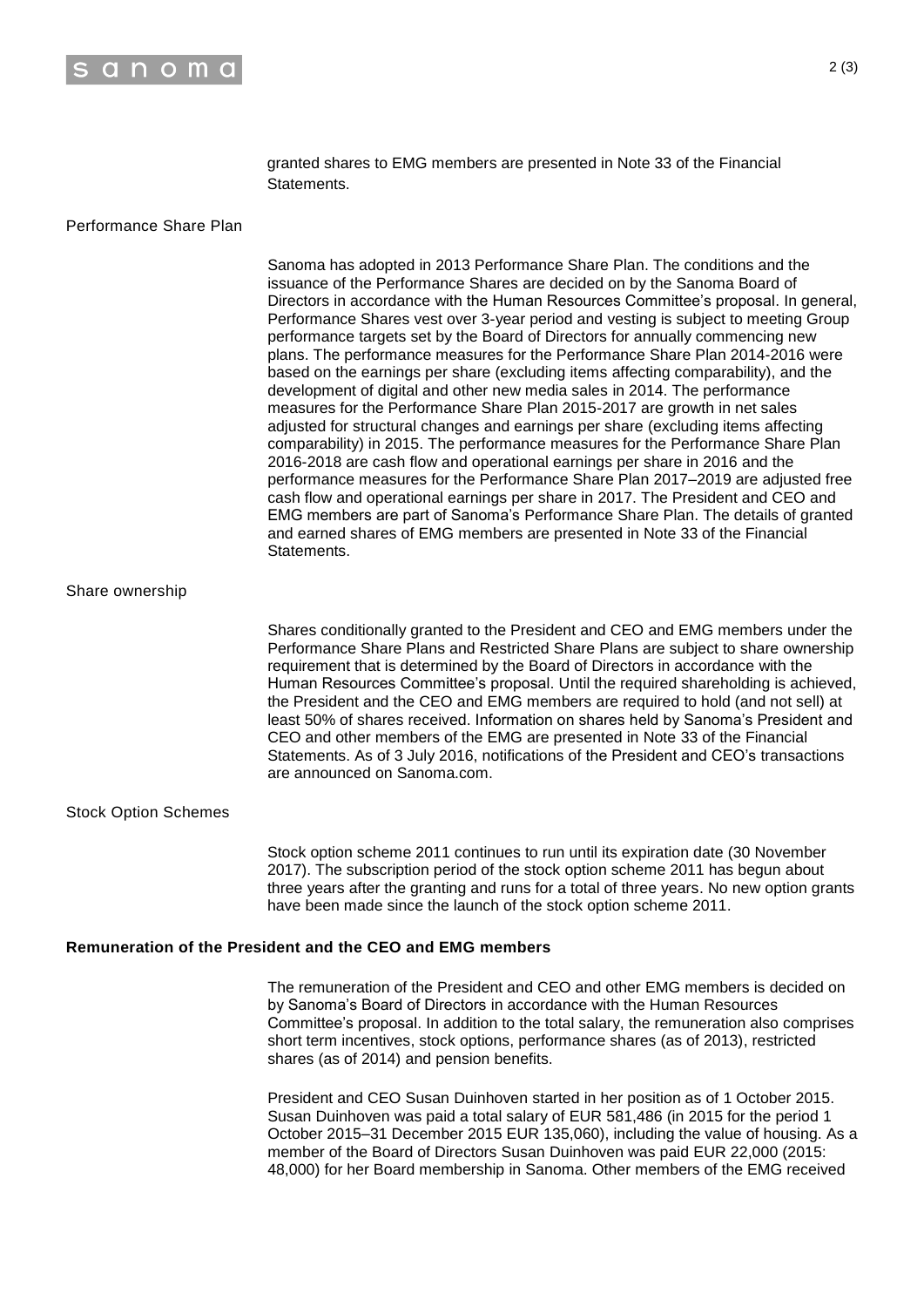granted shares to EMG members are presented in Note 33 of the Financial Statements.

## Performance Share Plan

Sanoma has adopted in 2013 Performance Share Plan. The conditions and the issuance of the Performance Shares are decided on by the Sanoma Board of Directors in accordance with the Human Resources Committee's proposal. In general, Performance Shares vest over 3-year period and vesting is subject to meeting Group performance targets set by the Board of Directors for annually commencing new plans. The performance measures for the Performance Share Plan 2014-2016 were based on the earnings per share (excluding items affecting comparability), and the development of digital and other new media sales in 2014. The performance measures for the Performance Share Plan 2015-2017 are growth in net sales adjusted for structural changes and earnings per share (excluding items affecting comparability) in 2015. The performance measures for the Performance Share Plan 2016-2018 are cash flow and operational earnings per share in 2016 and the performance measures for the Performance Share Plan 2017–2019 are adjusted free cash flow and operational earnings per share in 2017. The President and CEO and EMG members are part of Sanoma's Performance Share Plan. The details of granted and earned shares of EMG members are presented in Note 33 of the Financial Statements.

## Share ownership

Shares conditionally granted to the President and CEO and EMG members under the Performance Share Plans and Restricted Share Plans are subject to share ownership requirement that is determined by the Board of Directors in accordance with the Human Resources Committee's proposal. Until the required shareholding is achieved, the President and the CEO and EMG members are required to hold (and not sell) at least 50% of shares received. Information on shares held by Sanoma's President and CEO and other members of the EMG are presented in Note 33 of the Financial Statements. As of 3 July 2016, notifications of the President and CEO's transactions are announced on Sanoma.com.

## Stock Option Schemes

Stock option scheme 2011 continues to run until its expiration date (30 November 2017). The subscription period of the stock option scheme 2011 has begun about three years after the granting and runs for a total of three years. No new option grants have been made since the launch of the stock option scheme 2011.

## Remuneration of the President and the CEO and EMG members

The remuneration of the President and CEO and other EMG members is decided on by Sanoma's Board of Directors in accordance with the Human Resources Committee's proposal. In addition to the total salary, the remuneration also comprises short term incentives, stock options, performance shares (as of 2013), restricted shares (as of 2014) and pension benefits.

President and CEO Susan Duinhoven started in her position as of 1 October 2015. Susan Duinhoven was paid a total salary of EUR 581,486 (in 2015 for the period 1 October 2015–31 December 2015 EUR 135,060), including the value of housing. As a member of the Board of Directors Susan Duinhoven was paid EUR 22,000 (2015: 48,000) for her Board membership in Sanoma. Other members of the EMG received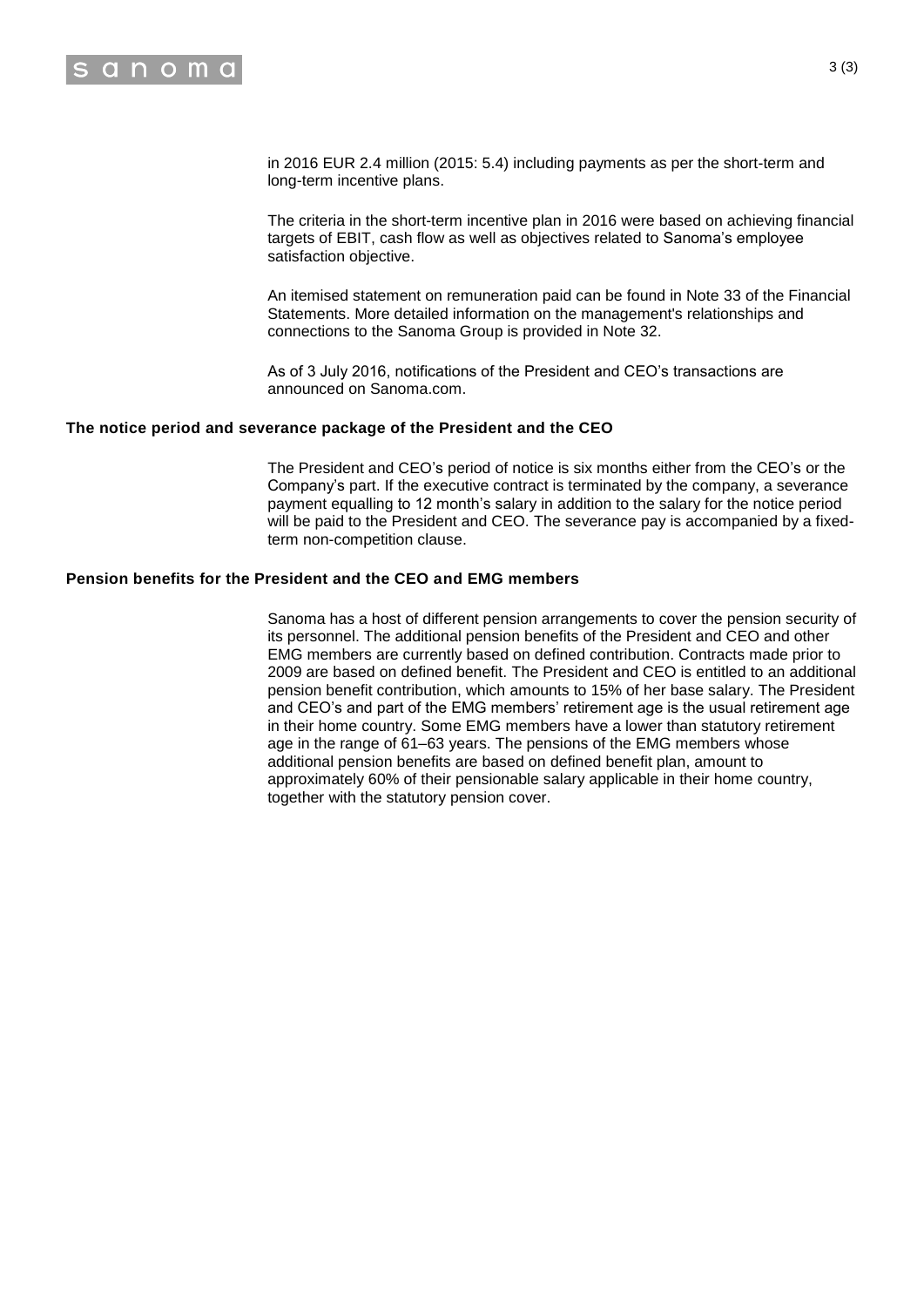in 2016 EUR 2.4 million (2015: 5.4) including payments as per the short-term and long-term incentive plans.

The criteria in the short-term incentive plan in 2016 were based on achieving financial targets of EBIT, cash flow as well as objectives related to Sanoma's employee satisfaction objective.

An itemised statement on remuneration paid can be found in Note 33 of the Financial Statements. More detailed information on the management's relationships and connections to the Sanoma Group is provided in Note 32.

As of 3 July 2016, notifications of the President and CEO's transactions are announced on Sanoma.com.

**The notice period and severance package of the President and the CEO**

The President and CEO's period of notice is six months either from the CEO's or the Company's part. If the executive contract is terminated by the company, a severance payment equalling to 12 month's salary in addition to the salary for the notice period will be paid to the President and CEO. The severance pay is accompanied by a fixed-term non-competition clause.

**Pension benefits for the President and the CEO and EMG members**

Sanoma has a host of different pension arrangements to cover the pension security of its personnel. The additional pension benefits of the President and CEO and other EMG members are currently based on defined contribution. Contracts made prior to 2009 are based on defined benefit. The President and CEO is entitled to an additional pension benefit contribution, which amounts to 15% of her base salary. The President and CEO's and part of the EMG members' retirement age is the usual retirement age in their home country. Some EMG members have a lower than statutory retirement age in the range of 61–63 years. The pensions of the EMG members whose additional pension benefits are based on defined benefit plan, amount to approximately 60% of their pensionable salary applicable in their home country, together with the statutory pension cover.